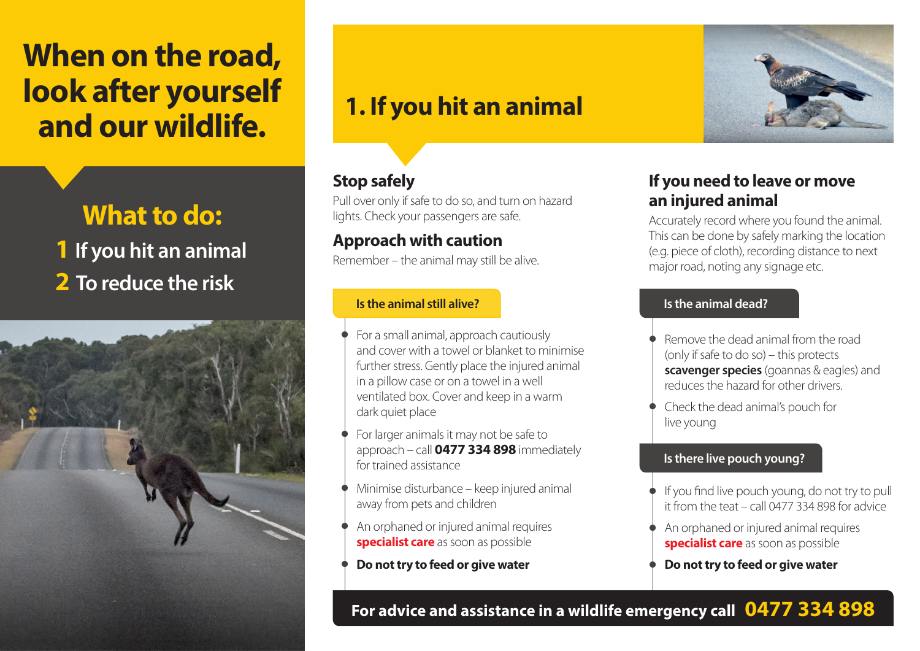# When on the road, look after yourself and our wildlife.

## What to do:

**1** If you hit an animal

**2** To reduce the risk

## 1. If you hit an animal

### Stop safely

Pull over only if safe to do so, and turn on hazard lights. Check your passengers are safe.

### Approach with caution

Remember – the animal may still be alive.

#### Is the animal still alive?

- For a small animal, approach cautiously and cover with a towel or blanket to minimise further stress. Gently place the injured animal in a pillow case or on a towel in a well ventilated box. Cover and keep in a warm dark quiet place
- For larger animals it may not be safe to approach – call **0477 334 898** immediately for trained assistance
- Minimise disturbance – keep injured animal away from pets and children
- An orphaned or injured animal requires **specialist care** as soon as possible
- **Do not try to feed or give water**

### If you need to leave or move an injured animal

Accurately record where you found the animal. This can be done by safely marking the location (e.g. piece of cloth), recording distance to next major road, noting any signage etc.

#### Is the animal dead?

- Remove the dead animal from the road (only if safe to do so) – this protects **scavenger species** (goannas & eagles) and reduces the hazard for other drivers.
- Check the dead animal's pouch for live young

#### Is there live pouch young?

- If you find live pouch young, do not try to pull it from the teat – call 0477 334 898 for advice
- An orphaned or injured animal requires **specialist care** as soon as possible
- **Do not try to feed or give water**

**For advice and assistance in a wildlife emergency call 0477 334 898**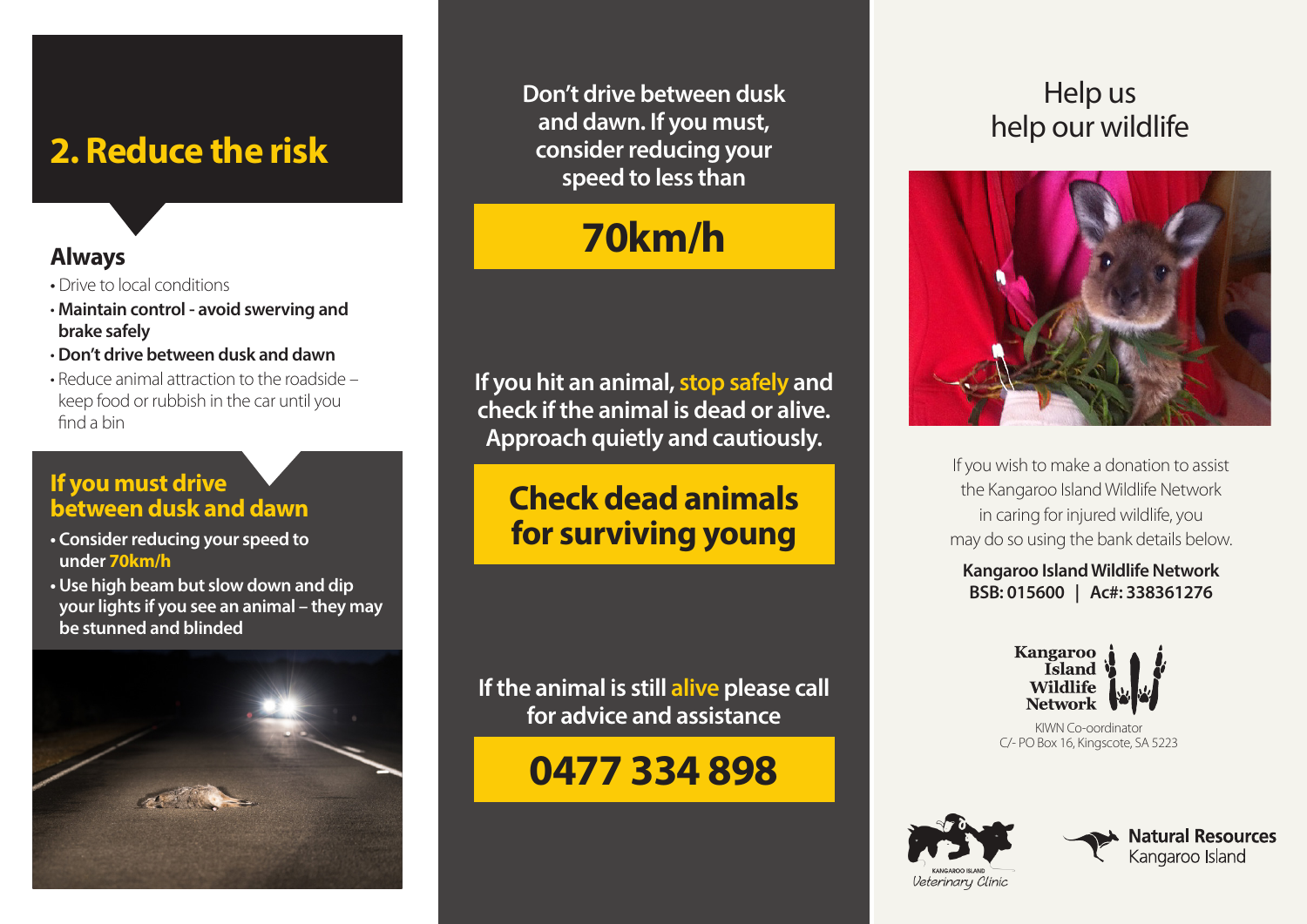## 2. Reduce the risk

### Always

- Drive to local conditions
- **Maintain control - avoid swerving and brake safely**
- **Don't drive between dusk and dawn**
- Reduce animal attraction to the roadside – keep food or rubbish in the car until you find a bin

### If you must drive between dusk and dawn

- **Consider reducing your speed to under 70km/h**
- **Use high beam but slow down and dip your lights if you see an animal – they may be stunned and blinded**

**Don't drive between dusk and dawn. If you must, consider reducing your speed to less than**

## 70km/h

**If you hit an animal, stop safely and check if the animal is dead or alive. Approach quietly and cautiously.**

## Check dead animals for surviving young

**If the animal is still alive please call for advice and assistance**

## 0477 334 898

## Help us help our wildlife

If you wish to make a donation to assist the Kangaroo Island Wildlife Network in caring for injured wildlife, you may do so using the bank details below.

**Kangaroo Island Wildlife Network**
**BSB: 015600 | Ac#: 338361276**

Kangaroo Island Wildlife Network

KIWN Co-oordinator
C/- PO Box 16, Kingscote, SA 5223

Kangaroo Island Veterinary Clinic

Natural Resources Kangaroo Island